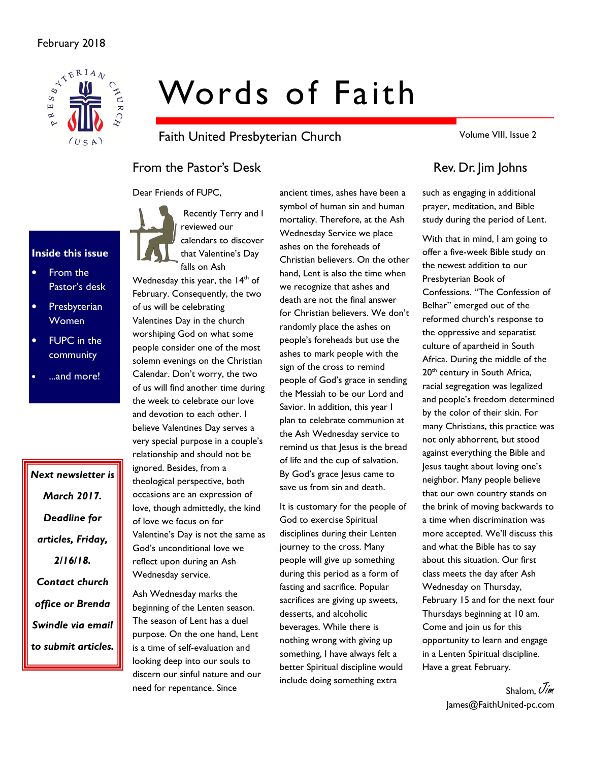February 2018

# Words of Faith

Faith United Presbyterian Church

Volume VIII, Issue 2

**Inside this issue**

- From the Pastor's desk
- Presbyterian Women
- FUPC in the community
- ...and more!

***Next newsletter is March 2017. Deadline for articles, Friday, 2/16/18. Contact church office or Brenda Swindle via email to submit articles.***

## From the Pastor's Desk

## Rev. Dr. Jim Johns

Dear Friends of FUPC,

Recently Terry and I reviewed our calendars to discover that Valentine's Day falls on Ash Wednesday this year, the 14th of February. Consequently, the two of us will be celebrating Valentines Day in the church worshiping God on what some people consider one of the most solemn evenings on the Christian Calendar. Don't worry, the two of us will find another time during the week to celebrate our love and devotion to each other. I believe Valentines Day serves a very special purpose in a couple's relationship and should not be ignored. Besides, from a theological perspective, both occasions are an expression of love, though admittedly, the kind of love we focus on for Valentine's Day is not the same as God's unconditional love we reflect upon during an Ash Wednesday service.

Ash Wednesday marks the beginning of the Lenten season. The season of Lent has a duel purpose. On the one hand, Lent is a time of self-evaluation and looking deep into our souls to discern our sinful nature and our need for repentance. Since ancient times, ashes have been a symbol of human sin and human mortality. Therefore, at the Ash Wednesday Service we place ashes on the foreheads of Christian believers. On the other hand, Lent is also the time when we recognize that ashes and death are not the final answer for Christian believers. We don't randomly place the ashes on people's foreheads but use the ashes to mark people with the sign of the cross to remind people of God's grace in sending the Messiah to be our Lord and Savior. In addition, this year I plan to celebrate communion at the Ash Wednesday service to remind us that Jesus is the bread of life and the cup of salvation. By God's grace Jesus came to save us from sin and death.

It is customary for the people of God to exercise Spiritual disciplines during their Lenten journey to the cross. Many people will give up something during this period as a form of fasting and sacrifice. Popular sacrifices are giving up sweets, desserts, and alcoholic beverages. While there is nothing wrong with giving up something, I have always felt a better Spiritual discipline would include doing something extra such as engaging in additional prayer, meditation, and Bible study during the period of Lent.

With that in mind, I am going to offer a five-week Bible study on the newest addition to our Presbyterian Book of Confessions. "The Confession of Belhar" emerged out of the reformed church's response to the oppressive and separatist culture of apartheid in South Africa. During the middle of the 20th century in South Africa, racial segregation was legalized and people's freedom determined by the color of their skin. For many Christians, this practice was not only abhorrent, but stood against everything the Bible and Jesus taught about loving one's neighbor. Many people believe that our own country stands on the brink of moving backwards to a time when discrimination was more accepted. We'll discuss this and what the Bible has to say about this situation. Our first class meets the day after Ash Wednesday on Thursday, February 15 and for the next four Thursdays beginning at 10 am. Come and join us for this opportunity to learn and engage in a Lenten Spiritual discipline. Have a great February.

Shalom, *Jim*

James@FaithUnited-pc.com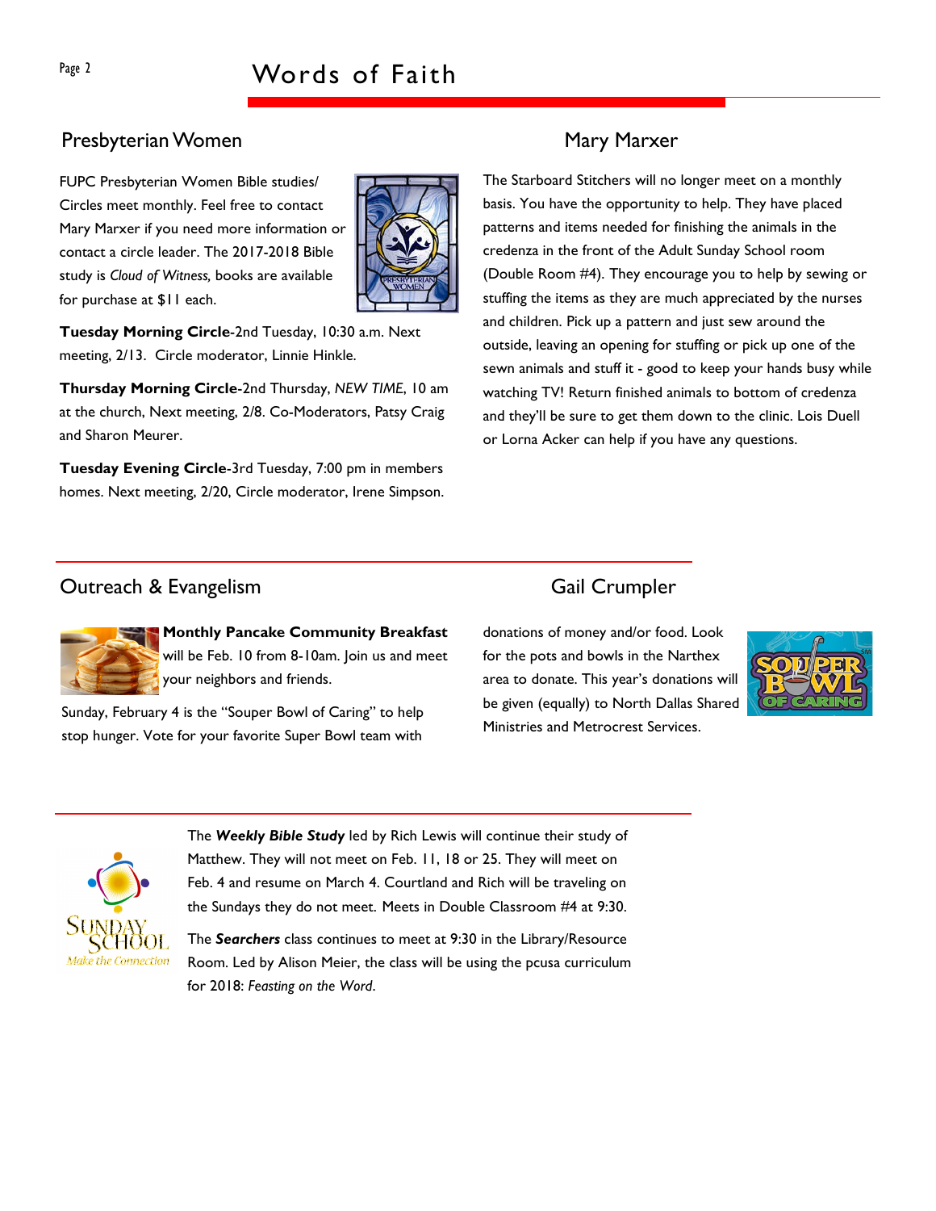## Presbyterian Women

FUPC Presbyterian Women Bible studies/ Circles meet monthly. Feel free to contact Mary Marxer if you need more information or contact a circle leader. The 2017-2018 Bible study is *Cloud of Witness,* books are available for purchase at $11 each.

**Tuesday Morning Circle**-2nd Tuesday, 10:30 a.m. Next meeting, 2/13. Circle moderator, Linnie Hinkle.

**Thursday Morning Circle**-2nd Thursday, *NEW TIME*, 10 am at the church, Next meeting, 2/8. Co-Moderators, Patsy Craig and Sharon Meurer.

**Tuesday Evening Circle**-3rd Tuesday, 7:00 pm in members homes. Next meeting, 2/20, Circle moderator, Irene Simpson.

## Mary Marxer

The Starboard Stitchers will no longer meet on a monthly basis. You have the opportunity to help. They have placed patterns and items needed for finishing the animals in the credenza in the front of the Adult Sunday School room (Double Room #4). They encourage you to help by sewing or stuffing the items as they are much appreciated by the nurses and children. Pick up a pattern and just sew around the outside, leaving an opening for stuffing or pick up one of the sewn animals and stuff it - good to keep your hands busy while watching TV! Return finished animals to bottom of credenza and they'll be sure to get them down to the clinic. Lois Duell or Lorna Acker can help if you have any questions.

## Outreach & Evangelism

**Monthly Pancake Community Breakfast** will be Feb. 10 from 8-10am. Join us and meet your neighbors and friends.

Sunday, February 4 is the "Souper Bowl of Caring" to help stop hunger. Vote for your favorite Super Bowl team with donations of money and/or food. Look for the pots and bowls in the Narthex area to donate. This year's donations will be given (equally) to North Dallas Shared Ministries and Metrocrest Services.

## Gail Crumpler

The ***Weekly Bible Study*** led by Rich Lewis will continue their study of Matthew. They will not meet on Feb. 11, 18 or 25. They will meet on Feb. 4 and resume on March 4. Courtland and Rich will be traveling on the Sundays they do not meet. Meets in Double Classroom #4 at 9:30.

The ***Searchers*** class continues to meet at 9:30 in the Library/Resource Room. Led by Alison Meier, the class will be using the pcusa curriculum for 2018: *Feasting on the Word*.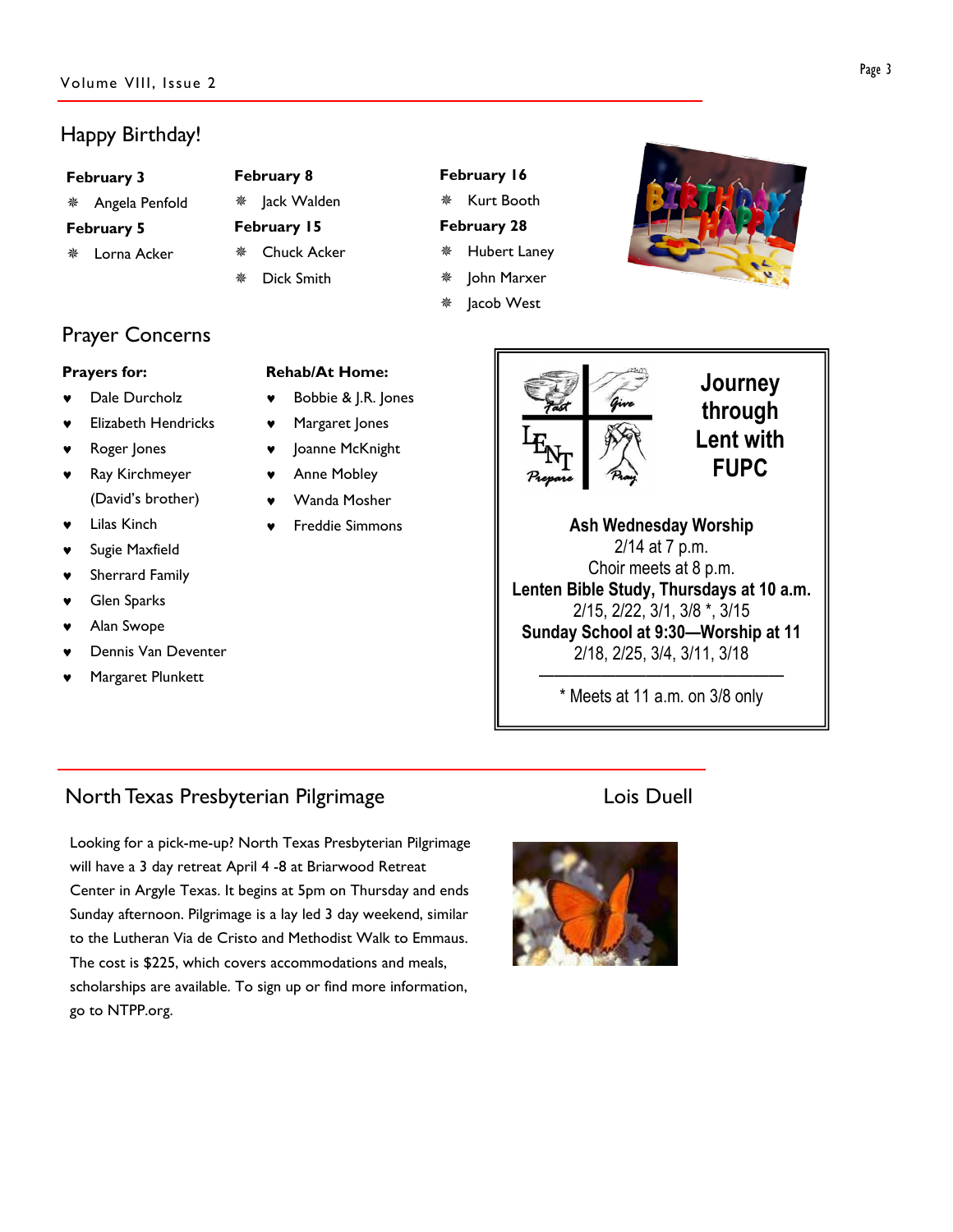## Happy Birthday!

**February 3**
- Angela Penfold

**February 5**
- Lorna Acker

**February 8**
- Jack Walden

**February 15**
- Chuck Acker
- Dick Smith

**February 16**
- Kurt Booth

**February 28**
- Hubert Laney
- John Marxer
- Jacob West

## Prayer Concerns

**Prayers for:**
- Dale Durcholz
- Elizabeth Hendricks
- Roger Jones
- Ray Kirchmeyer (David's brother)
- Lilas Kinch
- Sugie Maxfield
- Sherrard Family
- Glen Sparks
- Alan Swope
- Dennis Van Deventer
- Margaret Plunkett

**Rehab/At Home:**
- Bobbie & J.R. Jones
- Margaret Jones
- Joanne McKnight
- Anne Mobley
- Wanda Mosher
- Freddie Simmons

### Journey through Lent with FUPC

Fast · Give · Prepare · Pray

**Ash Wednesday Worship**
2/14 at 7 p.m.
Choir meets at 8 p.m.

**Lenten Bible Study, Thursdays at 10 a.m.**
2/15, 2/22, 3/1, 3/8 *, 3/15

**Sunday School at 9:30—Worship at 11**
2/18, 2/25, 3/4, 3/11, 3/18

* Meets at 11 a.m. on 3/8 only

## North Texas Presbyterian Pilgrimage

Lois Duell

Looking for a pick-me-up? North Texas Presbyterian Pilgrimage will have a 3 day retreat April 4 -8 at Briarwood Retreat Center in Argyle Texas. It begins at 5pm on Thursday and ends Sunday afternoon. Pilgrimage is a lay led 3 day weekend, similar to the Lutheran Via de Cristo and Methodist Walk to Emmaus. The cost is $225, which covers accommodations and meals, scholarships are available. To sign up or find more information, go to NTPP.org.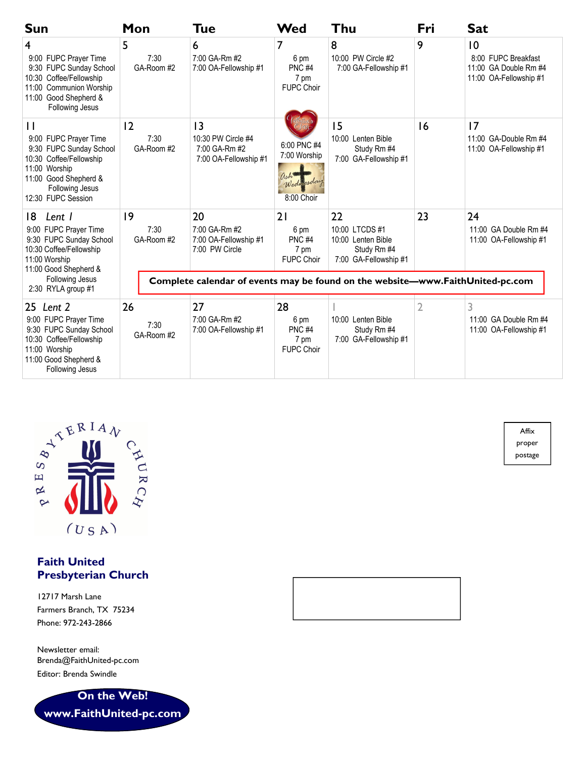| Sun | Mon | Tue | Wed | Thu | Fri | Sat |
|---|---|---|---|---|---|---|
| 4<br>9:00 FUPC Prayer Time<br>9:30 FUPC Sunday School<br>10:30 Coffee/Fellowship<br>11:00 Communion Worship<br>11:00 Good Shepherd & Following Jesus | 5<br>7:30<br>GA-Room #2 | 6<br>7:00 GA-Rm #2<br>7:00 OA-Fellowship #1 | 7<br>6 pm<br>PNC #4<br>7 pm<br>FUPC Choir | 8<br>10:00 PW Circle #2<br>7:00 GA-Fellowship #1 | 9 | 10<br>8:00 FUPC Breakfast<br>11:00 GA Double Rm #4<br>11:00 OA-Fellowship #1 |
| 11<br>9:00 FUPC Prayer Time<br>9:30 FUPC Sunday School<br>10:30 Coffee/Fellowship<br>11:00 Worship<br>11:00 Good Shepherd & Following Jesus<br>12:30 FUPC Session | 12<br>7:30<br>GA-Room #2 | 13<br>10:30 PW Circle #4<br>7:00 GA-Rm #2<br>7:00 OA-Fellowship #1 | 6:00 PNC #4<br>7:00 Worship<br>Ash Wednesday<br>8:00 Choir | 15<br>10:00 Lenten Bible Study Rm #4<br>7:00 GA-Fellowship #1 | 16 | 17<br>11:00 GA-Double Rm #4<br>11:00 OA-Fellowship #1 |
| 18 *Lent I*<br>9:00 FUPC Prayer Time<br>9:30 FUPC Sunday School<br>10:30 Coffee/Fellowship<br>11:00 Worship<br>11:00 Good Shepherd & Following Jesus<br>2:30 RYLA group #1 | 19<br>7:30<br>GA-Room #2 | 20<br>7:00 GA-Rm #2<br>7:00 OA-Fellowship #1<br>7:00 PW Circle | 21<br>6 pm<br>PNC #4<br>7 pm<br>FUPC Choir | 22<br>10:00 LTCDS #1<br>10:00 Lenten Bible Study Rm #4<br>7:00 GA-Fellowship #1 | 23 | 24<br>11:00 GA Double Rm #4<br>11:00 OA-Fellowship #1 |
| 25 *Lent 2*<br>9:00 FUPC Prayer Time<br>9:30 FUPC Sunday School<br>10:30 Coffee/Fellowship<br>11:00 Worship<br>11:00 Good Shepherd & Following Jesus | 26<br>7:30<br>GA-Room #2 | 27<br>7:00 GA-Rm #2<br>7:00 OA-Fellowship #1 | 28<br>6 pm<br>PNC #4<br>7 pm<br>FUPC Choir | 1<br>10:00 Lenten Bible Study Rm #4<br>7:00 GA-Fellowship #1 | 2 | 3<br>11:00 GA Double Rm #4<br>11:00 OA-Fellowship #1 |

**Complete calendar of events may be found on the website—www.FaithUnited-pc.com**

PRESBYTERIAN CHURCH (USA)

Affix proper postage

**Faith United Presbyterian Church**

12717 Marsh Lane
Farmers Branch, TX 75234
Phone: 972-243-2866

Newsletter email:
Brenda@FaithUnited-pc.com
Editor: Brenda Swindle

**On the Web!**
**www.FaithUnited-pc.com**